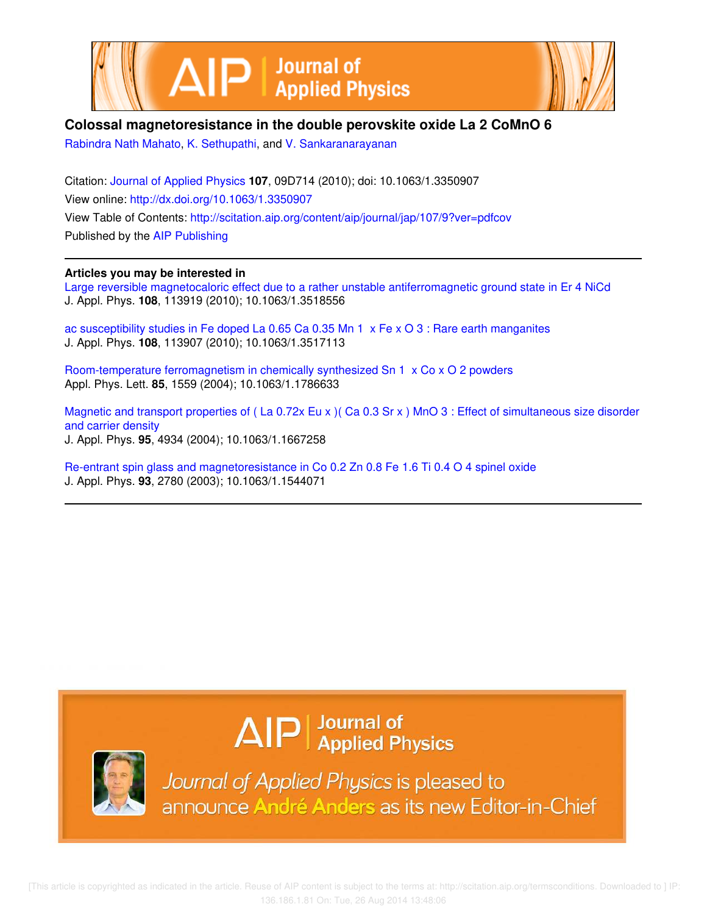# Colossal magnetoresistance in the double perovskite oxide $La_2CoMnO_6$

Rabindra Nath Mahato, K. Sethupathi, and V. Sankaranarayanan

Citation: Journal of Applied Physics **107**, 09D714 (2010); doi: 10.1063/1.3350907

View online: http://dx.doi.org/10.1063/1.3350907

View Table of Contents: http://scitation.aip.org/content/aip/journal/jap/107/9?ver=pdfcov

Published by the AIP Publishing

---

**Articles you may be interested in**

Large reversible magnetocaloric effect due to a rather unstable antiferromagnetic ground state in $Er_4NiCd$
J. Appl. Phys. **108**, 113919 (2010); 10.1063/1.3518556

ac susceptibility studies in Fe doped $La_{0.65}Ca_{0.35}Mn_{1-x}Fe_xO_3$ : Rare earth manganites
J. Appl. Phys. **108**, 113907 (2010); 10.1063/1.3517113

Room-temperature ferromagnetism in chemically synthesized $Sn_{1-x}Co_xO_2$ powders
Appl. Phys. Lett. **85**, 1559 (2004); 10.1063/1.1786633

Magnetic and transport properties of $(La_{0.7-x}Eu_x)(Ca_{0.3}Sr_x)MnO_3$ : Effect of simultaneous size disorder and carrier density
J. Appl. Phys. **95**, 4934 (2004); 10.1063/1.1667258

Re-entrant spin glass and magnetoresistance in $Co_{0.2}Zn_{0.8}Fe_{1.6}Ti_{0.4}O_4$ spinel oxide
J. Appl. Phys. **93**, 2780 (2003); 10.1063/1.1544071

---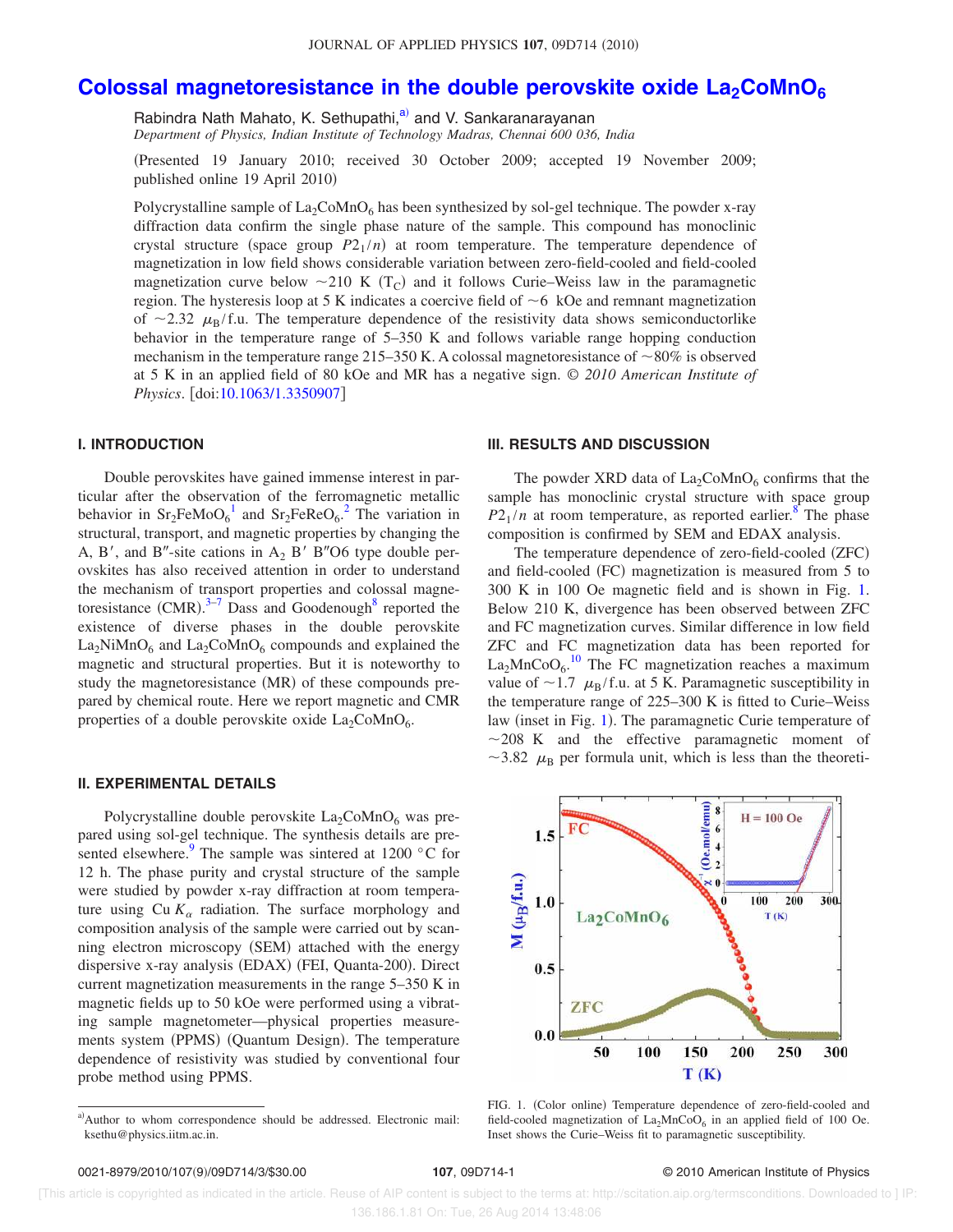# Colossal magnetoresistance in the double perovskite oxide $La_2CoMnO_6$

Rabindra Nath Mahato, K. Sethupathi,[a] and V. Sankaranarayanan

*Department of Physics, Indian Institute of Technology Madras, Chennai 600 036, India*

(Presented 19 January 2010; received 30 October 2009; accepted 19 November 2009; published online 19 April 2010)

Polycrystalline sample of $La_2CoMnO_6$ has been synthesized by sol-gel technique. The powder x-ray diffraction data confirm the single phase nature of the sample. This compound has monoclinic crystal structure (space group $P2_1/n$) at room temperature. The temperature dependence of magnetization in low field shows considerable variation between zero-field-cooled and field-cooled magnetization curve below ~210 K ($T_C$) and it follows Curie–Weiss law in the paramagnetic region. The hysteresis loop at 5 K indicates a coercive field of ~6 kOe and remnant magnetization of ~2.32 $\mu_B$/f.u. The temperature dependence of the resistivity data shows semiconductorlike behavior in the temperature range of 5–350 K and follows variable range hopping conduction mechanism in the temperature range 215–350 K. A colossal magnetoresistance of ~80% is observed at 5 K in an applied field of 80 kOe and MR has a negative sign. © *2010 American Institute of Physics*. [doi:10.1063/1.3350907]

## I. INTRODUCTION

Double perovskites have gained immense interest in particular after the observation of the ferromagnetic metallic behavior in $Sr_2FeMoO_6$[1] and $Sr_2FeReO_6$.[2] The variation in structural, transport, and magnetic properties by changing the A, B′, and B″-site cations in $A_2$ B′ B″O6 type double perovskites has also received attention in order to understand the mechanism of transport properties and colossal magnetoresistance (CMR).[3–7] Dass and Goodenough[8] reported the existence of diverse phases in the double perovskite $La_2NiMnO_6$ and $La_2CoMnO_6$ compounds and explained the magnetic and structural properties. But it is noteworthy to study the magnetoresistance (MR) of these compounds prepared by chemical route. Here we report magnetic and CMR properties of a double perovskite oxide $La_2CoMnO_6$.

## II. EXPERIMENTAL DETAILS

Polycrystalline double perovskite $La_2CoMnO_6$ was prepared using sol-gel technique. The synthesis details are presented elsewhere.[9] The sample was sintered at 1200 °C for 12 h. The phase purity and crystal structure of the sample were studied by powder x-ray diffraction at room temperature using Cu $K_\alpha$ radiation. The surface morphology and composition analysis of the sample were carried out by scanning electron microscopy (SEM) attached with the energy dispersive x-ray analysis (EDAX) (FEI, Quanta-200). Direct current magnetization measurements in the range 5–350 K in magnetic fields up to 50 kOe were performed using a vibrating sample magnetometer—physical properties measurements system (PPMS) (Quantum Design). The temperature dependence of resistivity was studied by conventional four probe method using PPMS.

## III. RESULTS AND DISCUSSION

The powder XRD data of $La_2CoMnO_6$ confirms that the sample has monoclinic crystal structure with space group $P2_1/n$ at room temperature, as reported earlier.[8] The phase composition is confirmed by SEM and EDAX analysis.

The temperature dependence of zero-field-cooled (ZFC) and field-cooled (FC) magnetization is measured from 5 to 300 K in 100 Oe magnetic field and is shown in Fig. 1. Below 210 K, divergence has been observed between ZFC and FC magnetization curves. Similar difference in low field ZFC and FC magnetization data has been reported for $La_2MnCoO_6$.[10] The FC magnetization reaches a maximum value of ~1.7 $\mu_B$/f.u. at 5 K. Paramagnetic susceptibility in the temperature range of 225–300 K is fitted to Curie–Weiss law (inset in Fig. 1). The paramagnetic Curie temperature of ~208 K and the effective paramagnetic moment of ~3.82 $\mu_B$ per formula unit, which is less than the theoreti-

FIG. 1. (Color online) Temperature dependence of zero-field-cooled and field-cooled magnetization of $La_2MnCoO_6$ in an applied field of 100 Oe. Inset shows the Curie–Weiss fit to paramagnetic susceptibility.

[a] Author to whom correspondence should be addressed. Electronic mail: ksethu@physics.iitm.ac.in.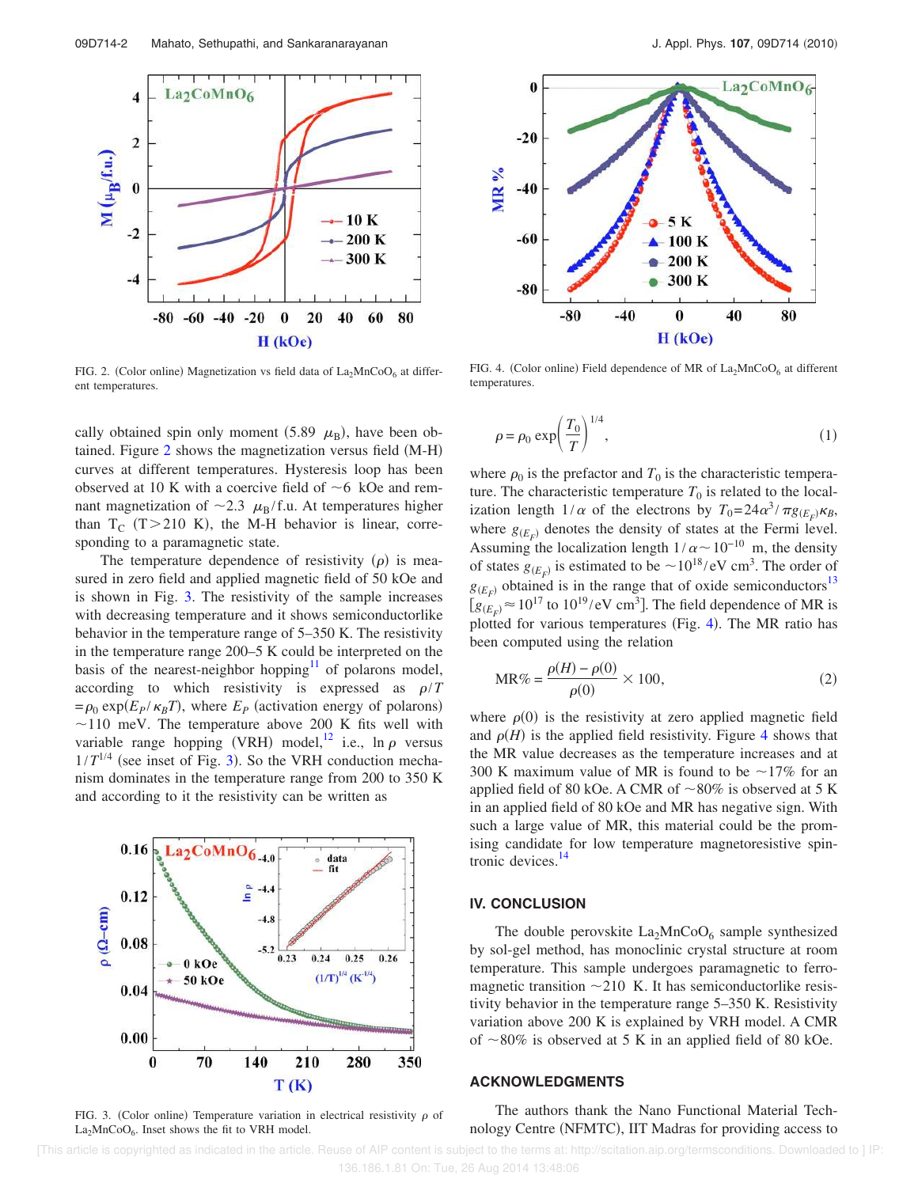FIG. 2. (Color online) Magnetization vs field data of $La_2MnCoO_6$ at different temperatures.

cally obtained spin only moment (5.89 $\mu_B$), have been obtained. Figure 2 shows the magnetization versus field (M-H) curves at different temperatures. Hysteresis loop has been observed at 10 K with a coercive field of ~6 kOe and remnant magnetization of ~2.3 $\mu_B$/f.u. At temperatures higher than $T_C$ (T>210 K), the M-H behavior is linear, corresponding to a paramagnetic state.

The temperature dependence of resistivity ($\rho$) is measured in zero field and applied magnetic field of 50 kOe and is shown in Fig. 3. The resistivity of the sample increases with decreasing temperature and it shows semiconductorlike behavior in the temperature range of 5–350 K. The resistivity in the temperature range 200–5 K could be interpreted on the basis of the nearest-neighbor hopping[11] of polarons model, according to which resistivity is expressed as $\rho/T = \rho_0 \exp(E_P/\kappa_B T)$, where $E_P$ (activation energy of polarons) ~110 meV. The temperature above 200 K fits well with variable range hopping (VRH) model,[12] i.e., $\ln \rho$ versus $1/T^{1/4}$ (see inset of Fig. 3). So the VRH conduction mechanism dominates in the temperature range from 200 to 350 K and according to it the resistivity can be written as

FIG. 3. (Color online) Temperature variation in electrical resistivity $\rho$ of $La_2MnCoO_6$. Inset shows the fit to VRH model.

FIG. 4. (Color online) Field dependence of MR of $La_2MnCoO_6$ at different temperatures.

$$\rho = \rho_0 \exp\left(\frac{T_0}{T}\right)^{1/4}, \tag{1}$$

where $\rho_0$ is the prefactor and $T_0$ is the characteristic temperature. The characteristic temperature $T_0$ is related to the localization length $1/\alpha$ of the electrons by $T_0 = 24\alpha^3/\pi g_{(E_F)}\kappa_B$, where $g_{(E_F)}$ denotes the density of states at the Fermi level. Assuming the localization length $1/\alpha \sim 10^{-10}$ m, the density of states $g_{(E_F)}$ is estimated to be $\sim 10^{18}$/eV cm$^3$. The order of $g_{(E_F)}$ obtained is in the range that of oxide semiconductors[13] [$g_{(E_F)} \approx 10^{17}$ to $10^{19}$/eV cm$^3$]. The field dependence of MR is plotted for various temperatures (Fig. 4). The MR ratio has been computed using the relation

$$\text{MR\%} = \frac{\rho(H) - \rho(0)}{\rho(0)} \times 100, \tag{2}$$

where $\rho(0)$ is the resistivity at zero applied magnetic field and $\rho(H)$ is the applied field resistivity. Figure 4 shows that the MR value decreases as the temperature increases and at 300 K maximum value of MR is found to be ~17% for an applied field of 80 kOe. A CMR of ~80% is observed at 5 K in an applied field of 80 kOe and MR has negative sign. With such a large value of MR, this material could be the promising candidate for low temperature magnetoresistive spintronic devices.[14]

## IV. CONCLUSION

The double perovskite $La_2MnCoO_6$ sample synthesized by sol-gel method, has monoclinic crystal structure at room temperature. This sample undergoes paramagnetic to ferromagnetic transition ~210 K. It has semiconductorlike resistivity behavior in the temperature range 5–350 K. Resistivity variation above 200 K is explained by VRH model. A CMR of ~80% is observed at 5 K in an applied field of 80 kOe.

## ACKNOWLEDGMENTS

The authors thank the Nano Functional Material Technology Centre (NFMTC), IIT Madras for providing access to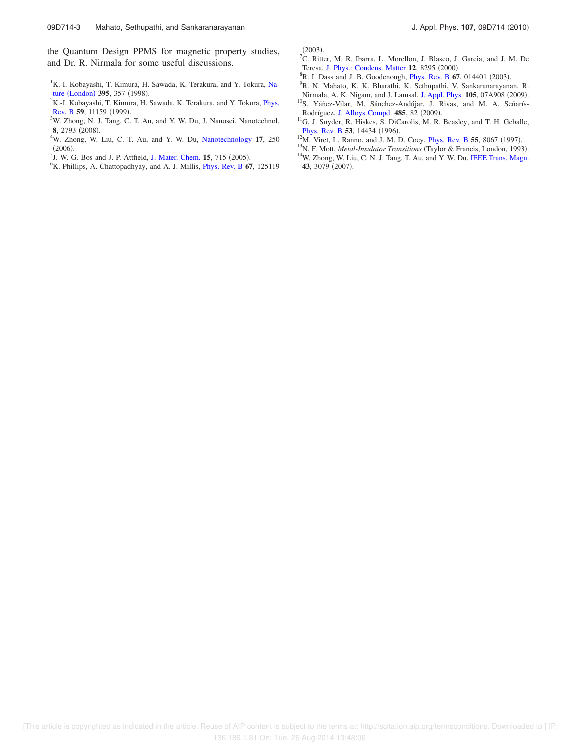the Quantum Design PPMS for magnetic property studies, and Dr. R. Nirmala for some useful discussions.

[1] K.-I. Kobayashi, T. Kimura, H. Sawada, K. Terakura, and Y. Tokura, Nature (London) **395**, 357 (1998).
[2] K.-I. Kobayashi, T. Kimura, H. Sawada, K. Terakura, and Y. Tokura, Phys. Rev. B **59**, 11159 (1999).
[3] W. Zhong, N. J. Tang, C. T. Au, and Y. W. Du, J. Nanosci. Nanotechnol. **8**, 2793 (2008).
[4] W. Zhong, W. Liu, C. T. Au, and Y. W. Du, Nanotechnology **17**, 250 (2006).
[5] J. W. G. Bos and J. P. Attfield, J. Mater. Chem. **15**, 715 (2005).
[6] K. Phillips, A. Chattopadhyay, and A. J. Millis, Phys. Rev. B **67**, 125119 (2003).
[7] C. Ritter, M. R. Ibarra, L. Morellon, J. Blasco, J. Garcia, and J. M. De Teresa, J. Phys.: Condens. Matter **12**, 8295 (2000).
[8] R. I. Dass and J. B. Goodenough, Phys. Rev. B **67**, 014401 (2003).
[9] R. N. Mahato, K. K. Bharathi, K. Sethupathi, V. Sankaranarayanan, R. Nirmala, A. K. Nigam, and J. Lamsal, J. Appl. Phys. **105**, 07A908 (2009).
[10] S. Yáñez-Vilar, M. Sánchez-Andújar, J. Rivas, and M. A. Señarís-Rodríguez, J. Alloys Compd. **485**, 82 (2009).
[11] G. J. Snyder, R. Hiskes, S. DiCarolis, M. R. Beasley, and T. H. Geballe, Phys. Rev. B **53**, 14434 (1996).
[12] M. Viret, L. Ranno, and J. M. D. Coey, Phys. Rev. B **55**, 8067 (1997).
[13] N. F. Mott, *Metal-Insulator Transitions* (Taylor & Francis, London, 1993).
[14] W. Zhong, W. Liu, C. N. J. Tang, T. Au, and Y. W. Du, IEEE Trans. Magn. **43**, 3079 (2007).